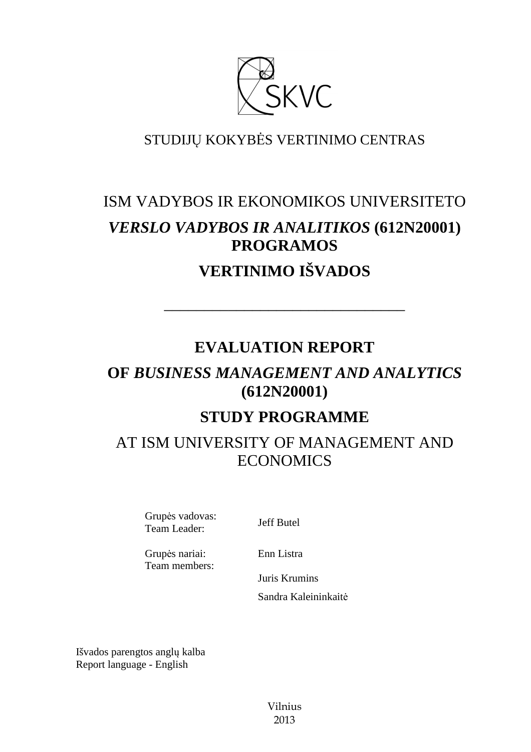STUDIJŲ KOKYBĖS VERTINIMO CENTRAS

# ISM VADYBOS IR EKONOMIKOS UNIVERSITETO

# *VERSLO VADYBOS IR ANALITIKOS* (612N20001) PROGRAMOS

# VERTINIMO IŠVADOS

---

# EVALUATION REPORT

# OF *BUSINESS MANAGEMENT AND ANALYTICS* (612N20001)

# STUDY PROGRAMME

# AT ISM UNIVERSITY OF MANAGEMENT AND ECONOMICS

Grupės vadovas:
Team Leader: Jeff Butel

Grupės nariai:
Team members: Enn Listra

Juris Krumins

Sandra Kaleininkaitė

Išvados parengtos anglų kalba
Report language - English

Vilnius
2013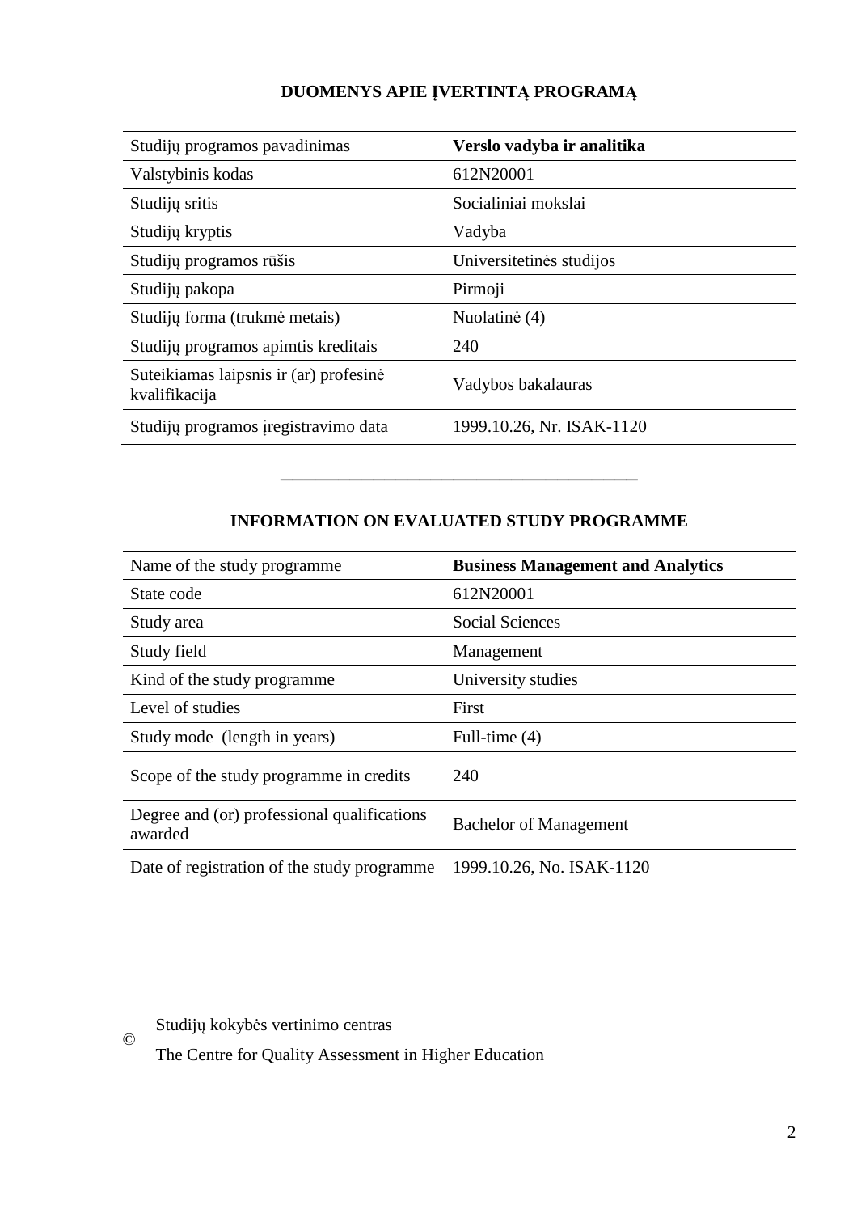## DUOMENYS APIE ĮVERTINTĄ PROGRAMĄ

| Studijų programos pavadinimas | **Verslo vadyba ir analitika** |
|---|---|
| Valstybinis kodas | 612N20001 |
| Studijų sritis | Socialiniai mokslai |
| Studijų kryptis | Vadyba |
| Studijų programos rūšis | Universitetinės studijos |
| Studijų pakopa | Pirmoji |
| Studijų forma (trukmė metais) | Nuolatinė (4) |
| Studijų programos apimtis kreditais | 240 |
| Suteikiamas laipsnis ir (ar) profesinė kvalifikacija | Vadybos bakalauras |
| Studijų programos įregistravimo data | 1999.10.26, Nr. ISAK-1120 |

---

## INFORMATION ON EVALUATED STUDY PROGRAMME

| Name of the study programme | **Business Management and Analytics** |
|---|---|
| State code | 612N20001 |
| Study area | Social Sciences |
| Study field | Management |
| Kind of the study programme | University studies |
| Level of studies | First |
| Study mode (length in years) | Full-time (4) |
| Scope of the study programme in credits | 240 |
| Degree and (or) professional qualifications awarded | Bachelor of Management |
| Date of registration of the study programme | 1999.10.26, No. ISAK-1120 |

© Studijų kokybės vertinimo centras

The Centre for Quality Assessment in Higher Education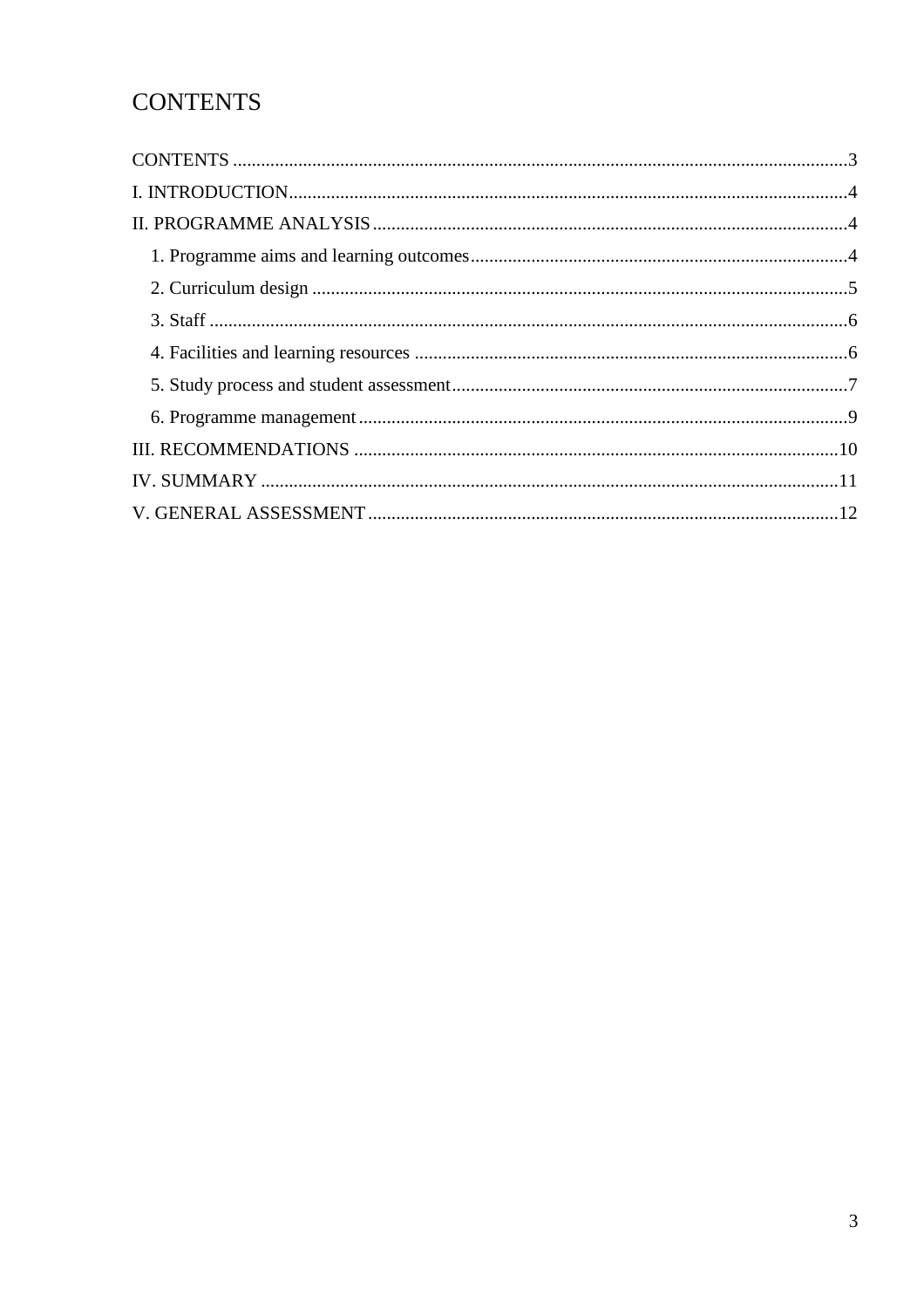# CONTENTS

CONTENTS ....................................................................................................................3

I. INTRODUCTION........................................................................................................4

II. PROGRAMME ANALYSIS.......................................................................................4

- 1. Programme aims and learning outcomes.................................................................4
- 2. Curriculum design ...................................................................................................5
- 3. Staff .........................................................................................................................6
- 4. Facilities and learning resources .............................................................................6
- 5. Study process and student assessment.....................................................................7
- 6. Programme management .........................................................................................9

III. RECOMMENDATIONS ........................................................................................10

IV. SUMMARY ............................................................................................................11

V. GENERAL ASSESSMENT.....................................................................................12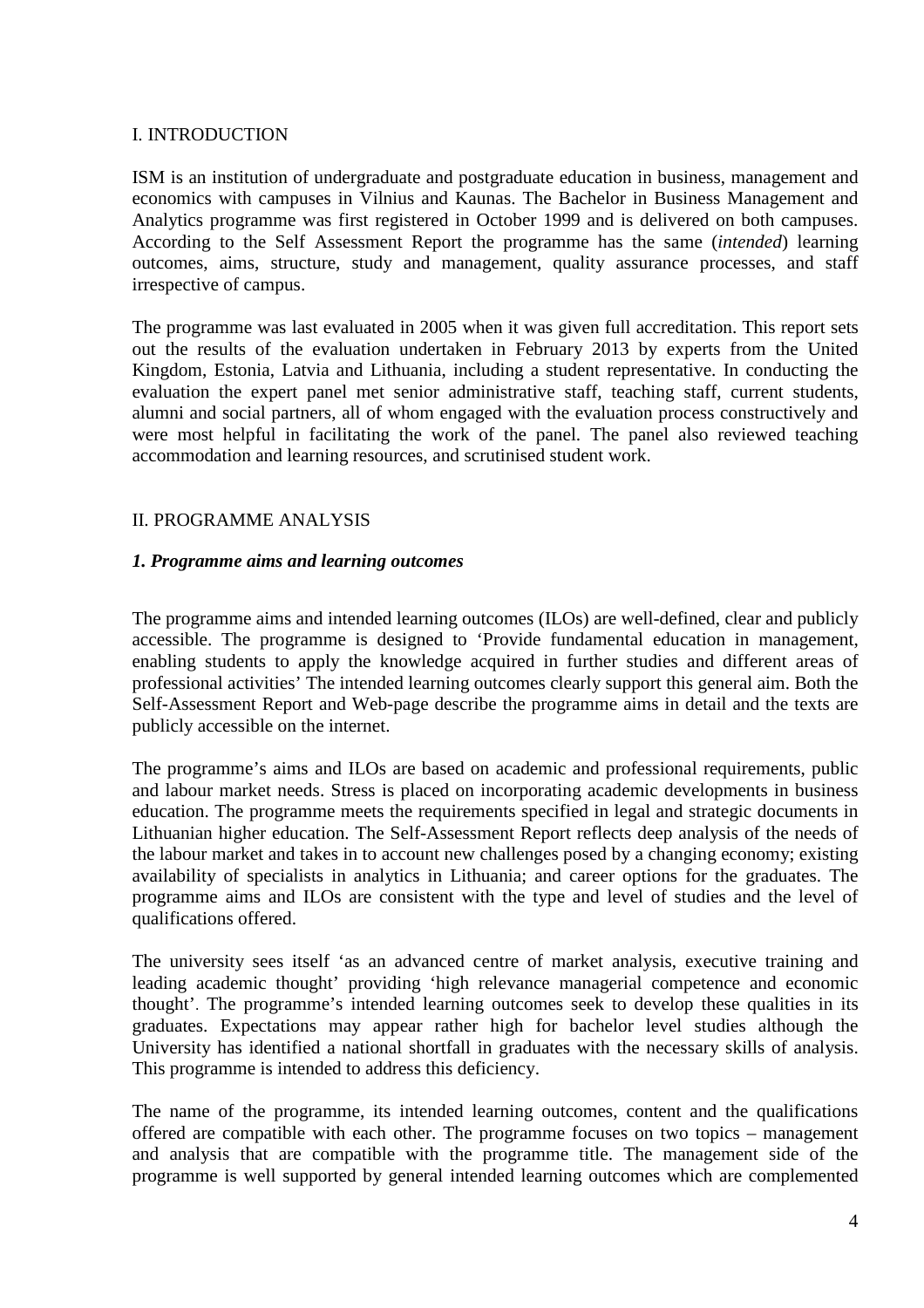## I. INTRODUCTION

ISM is an institution of undergraduate and postgraduate education in business, management and economics with campuses in Vilnius and Kaunas. The Bachelor in Business Management and Analytics programme was first registered in October 1999 and is delivered on both campuses. According to the Self Assessment Report the programme has the same (*intended*) learning outcomes, aims, structure, study and management, quality assurance processes, and staff irrespective of campus.

The programme was last evaluated in 2005 when it was given full accreditation. This report sets out the results of the evaluation undertaken in February 2013 by experts from the United Kingdom, Estonia, Latvia and Lithuania, including a student representative. In conducting the evaluation the expert panel met senior administrative staff, teaching staff, current students, alumni and social partners, all of whom engaged with the evaluation process constructively and were most helpful in facilitating the work of the panel. The panel also reviewed teaching accommodation and learning resources, and scrutinised student work.

## II. PROGRAMME ANALYSIS

### *1. Programme aims and learning outcomes*

The programme aims and intended learning outcomes (ILOs) are well-defined, clear and publicly accessible. The programme is designed to 'Provide fundamental education in management, enabling students to apply the knowledge acquired in further studies and different areas of professional activities' The intended learning outcomes clearly support this general aim. Both the Self-Assessment Report and Web-page describe the programme aims in detail and the texts are publicly accessible on the internet.

The programme's aims and ILOs are based on academic and professional requirements, public and labour market needs. Stress is placed on incorporating academic developments in business education. The programme meets the requirements specified in legal and strategic documents in Lithuanian higher education. The Self-Assessment Report reflects deep analysis of the needs of the labour market and takes in to account new challenges posed by a changing economy; existing availability of specialists in analytics in Lithuania; and career options for the graduates. The programme aims and ILOs are consistent with the type and level of studies and the level of qualifications offered.

The university sees itself 'as an advanced centre of market analysis, executive training and leading academic thought' providing 'high relevance managerial competence and economic thought'. The programme's intended learning outcomes seek to develop these qualities in its graduates. Expectations may appear rather high for bachelor level studies although the University has identified a national shortfall in graduates with the necessary skills of analysis. This programme is intended to address this deficiency.

The name of the programme, its intended learning outcomes, content and the qualifications offered are compatible with each other. The programme focuses on two topics – management and analysis that are compatible with the programme title. The management side of the programme is well supported by general intended learning outcomes which are complemented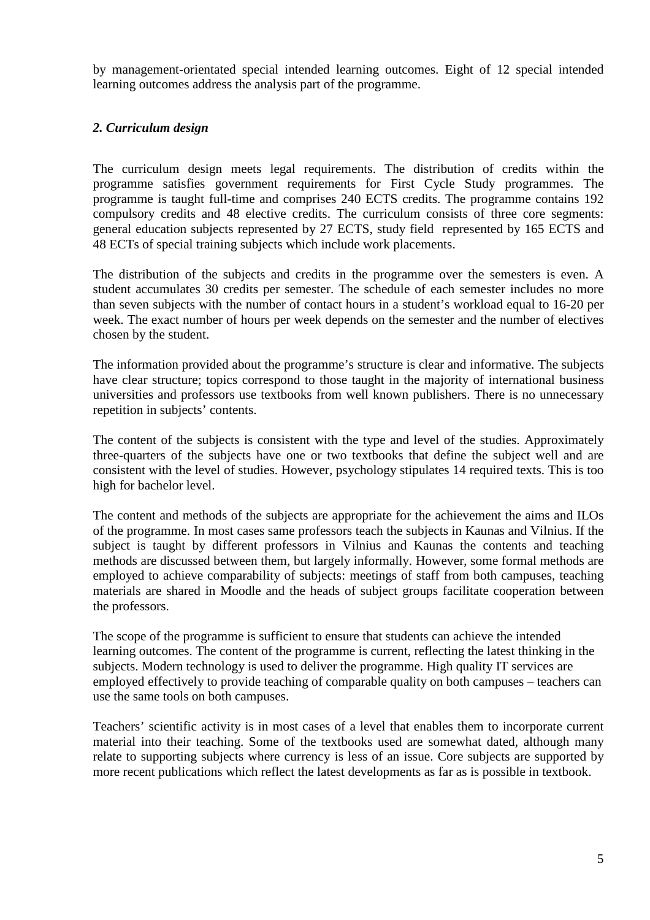by management-orientated special intended learning outcomes. Eight of 12 special intended learning outcomes address the analysis part of the programme.

### *2. Curriculum design*

The curriculum design meets legal requirements. The distribution of credits within the programme satisfies government requirements for First Cycle Study programmes. The programme is taught full-time and comprises 240 ECTS credits. The programme contains 192 compulsory credits and 48 elective credits. The curriculum consists of three core segments: general education subjects represented by 27 ECTS, study field represented by 165 ECTS and 48 ECTs of special training subjects which include work placements.

The distribution of the subjects and credits in the programme over the semesters is even. A student accumulates 30 credits per semester. The schedule of each semester includes no more than seven subjects with the number of contact hours in a student's workload equal to 16-20 per week. The exact number of hours per week depends on the semester and the number of electives chosen by the student.

The information provided about the programme's structure is clear and informative. The subjects have clear structure; topics correspond to those taught in the majority of international business universities and professors use textbooks from well known publishers. There is no unnecessary repetition in subjects' contents.

The content of the subjects is consistent with the type and level of the studies. Approximately three-quarters of the subjects have one or two textbooks that define the subject well and are consistent with the level of studies. However, psychology stipulates 14 required texts. This is too high for bachelor level.

The content and methods of the subjects are appropriate for the achievement the aims and ILOs of the programme. In most cases same professors teach the subjects in Kaunas and Vilnius. If the subject is taught by different professors in Vilnius and Kaunas the contents and teaching methods are discussed between them, but largely informally. However, some formal methods are employed to achieve comparability of subjects: meetings of staff from both campuses, teaching materials are shared in Moodle and the heads of subject groups facilitate cooperation between the professors.

The scope of the programme is sufficient to ensure that students can achieve the intended learning outcomes. The content of the programme is current, reflecting the latest thinking in the subjects. Modern technology is used to deliver the programme. High quality IT services are employed effectively to provide teaching of comparable quality on both campuses – teachers can use the same tools on both campuses.

Teachers' scientific activity is in most cases of a level that enables them to incorporate current material into their teaching. Some of the textbooks used are somewhat dated, although many relate to supporting subjects where currency is less of an issue. Core subjects are supported by more recent publications which reflect the latest developments as far as is possible in textbook.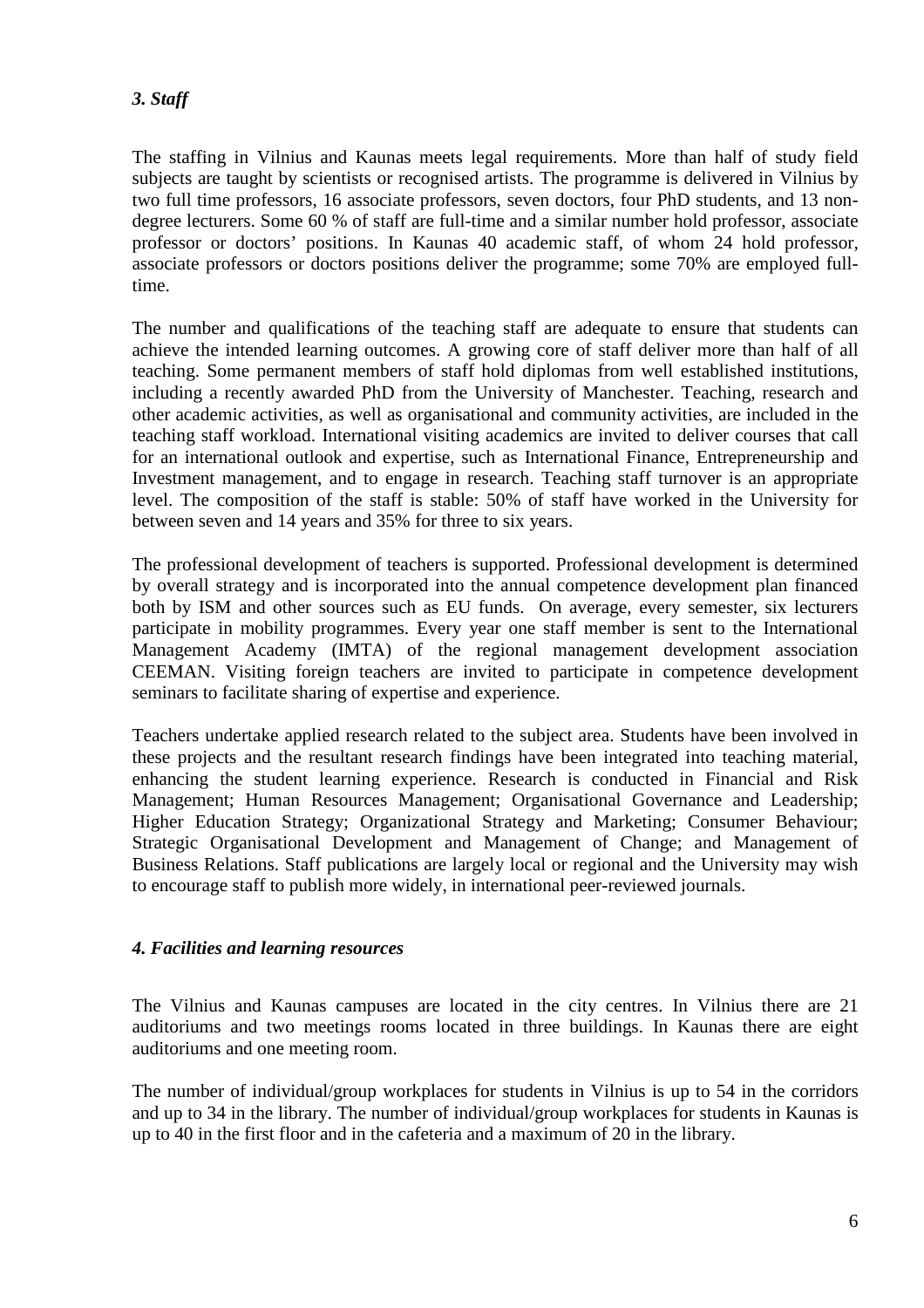### *3. Staff*

The staffing in Vilnius and Kaunas meets legal requirements. More than half of study field subjects are taught by scientists or recognised artists. The programme is delivered in Vilnius by two full time professors, 16 associate professors, seven doctors, four PhD students, and 13 non-degree lecturers. Some 60 % of staff are full-time and a similar number hold professor, associate professor or doctors' positions. In Kaunas 40 academic staff, of whom 24 hold professor, associate professors or doctors positions deliver the programme; some 70% are employed full-time.

The number and qualifications of the teaching staff are adequate to ensure that students can achieve the intended learning outcomes. A growing core of staff deliver more than half of all teaching. Some permanent members of staff hold diplomas from well established institutions, including a recently awarded PhD from the University of Manchester. Teaching, research and other academic activities, as well as organisational and community activities, are included in the teaching staff workload. International visiting academics are invited to deliver courses that call for an international outlook and expertise, such as International Finance, Entrepreneurship and Investment management, and to engage in research. Teaching staff turnover is an appropriate level. The composition of the staff is stable: 50% of staff have worked in the University for between seven and 14 years and 35% for three to six years.

The professional development of teachers is supported. Professional development is determined by overall strategy and is incorporated into the annual competence development plan financed both by ISM and other sources such as EU funds. On average, every semester, six lecturers participate in mobility programmes. Every year one staff member is sent to the International Management Academy (IMTA) of the regional management development association CEEMAN. Visiting foreign teachers are invited to participate in competence development seminars to facilitate sharing of expertise and experience.

Teachers undertake applied research related to the subject area. Students have been involved in these projects and the resultant research findings have been integrated into teaching material, enhancing the student learning experience. Research is conducted in Financial and Risk Management; Human Resources Management; Organisational Governance and Leadership; Higher Education Strategy; Organizational Strategy and Marketing; Consumer Behaviour; Strategic Organisational Development and Management of Change; and Management of Business Relations. Staff publications are largely local or regional and the University may wish to encourage staff to publish more widely, in international peer-reviewed journals.

### *4. Facilities and learning resources*

The Vilnius and Kaunas campuses are located in the city centres. In Vilnius there are 21 auditoriums and two meetings rooms located in three buildings. In Kaunas there are eight auditoriums and one meeting room.

The number of individual/group workplaces for students in Vilnius is up to 54 in the corridors and up to 34 in the library. The number of individual/group workplaces for students in Kaunas is up to 40 in the first floor and in the cafeteria and a maximum of 20 in the library.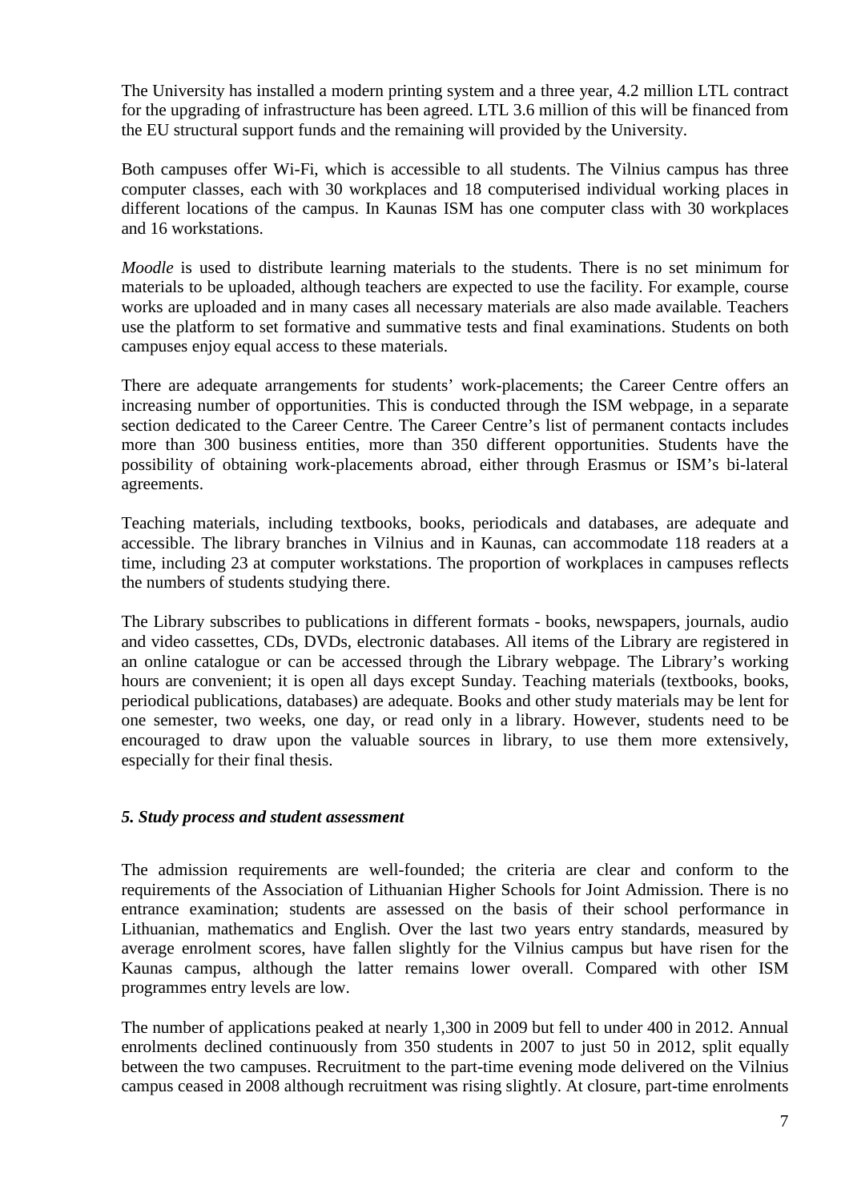The University has installed a modern printing system and a three year, 4.2 million LTL contract for the upgrading of infrastructure has been agreed. LTL 3.6 million of this will be financed from the EU structural support funds and the remaining will provided by the University.

Both campuses offer Wi-Fi, which is accessible to all students. The Vilnius campus has three computer classes, each with 30 workplaces and 18 computerised individual working places in different locations of the campus. In Kaunas ISM has one computer class with 30 workplaces and 16 workstations.

*Moodle* is used to distribute learning materials to the students. There is no set minimum for materials to be uploaded, although teachers are expected to use the facility. For example, course works are uploaded and in many cases all necessary materials are also made available. Teachers use the platform to set formative and summative tests and final examinations. Students on both campuses enjoy equal access to these materials.

There are adequate arrangements for students' work-placements; the Career Centre offers an increasing number of opportunities. This is conducted through the ISM webpage, in a separate section dedicated to the Career Centre. The Career Centre's list of permanent contacts includes more than 300 business entities, more than 350 different opportunities. Students have the possibility of obtaining work-placements abroad, either through Erasmus or ISM's bi-lateral agreements.

Teaching materials, including textbooks, books, periodicals and databases, are adequate and accessible. The library branches in Vilnius and in Kaunas, can accommodate 118 readers at a time, including 23 at computer workstations. The proportion of workplaces in campuses reflects the numbers of students studying there.

The Library subscribes to publications in different formats - books, newspapers, journals, audio and video cassettes, CDs, DVDs, electronic databases. All items of the Library are registered in an online catalogue or can be accessed through the Library webpage. The Library's working hours are convenient; it is open all days except Sunday. Teaching materials (textbooks, books, periodical publications, databases) are adequate. Books and other study materials may be lent for one semester, two weeks, one day, or read only in a library. However, students need to be encouraged to draw upon the valuable sources in library, to use them more extensively, especially for their final thesis.

### *5. Study process and student assessment*

The admission requirements are well-founded; the criteria are clear and conform to the requirements of the Association of Lithuanian Higher Schools for Joint Admission. There is no entrance examination; students are assessed on the basis of their school performance in Lithuanian, mathematics and English. Over the last two years entry standards, measured by average enrolment scores, have fallen slightly for the Vilnius campus but have risen for the Kaunas campus, although the latter remains lower overall. Compared with other ISM programmes entry levels are low.

The number of applications peaked at nearly 1,300 in 2009 but fell to under 400 in 2012. Annual enrolments declined continuously from 350 students in 2007 to just 50 in 2012, split equally between the two campuses. Recruitment to the part-time evening mode delivered on the Vilnius campus ceased in 2008 although recruitment was rising slightly. At closure, part-time enrolments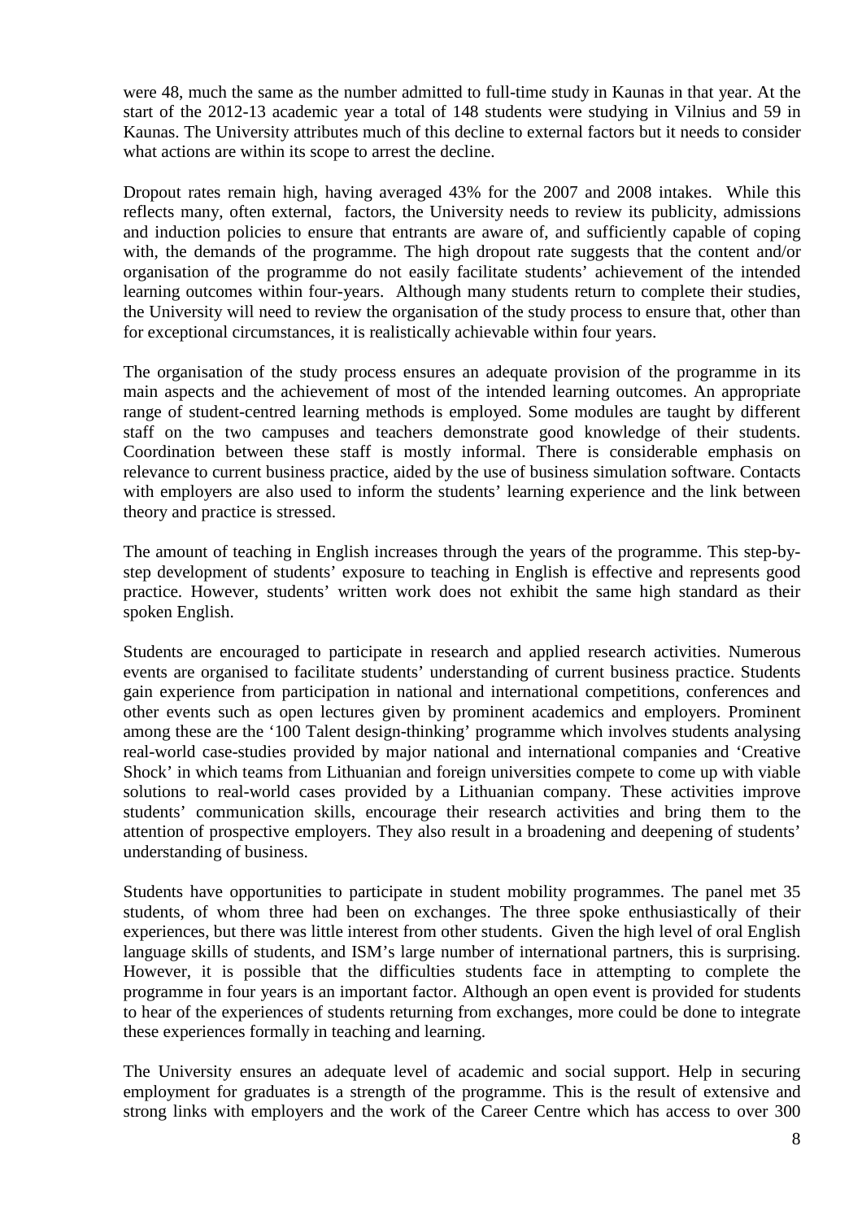were 48, much the same as the number admitted to full-time study in Kaunas in that year. At the start of the 2012-13 academic year a total of 148 students were studying in Vilnius and 59 in Kaunas. The University attributes much of this decline to external factors but it needs to consider what actions are within its scope to arrest the decline.

Dropout rates remain high, having averaged 43% for the 2007 and 2008 intakes. While this reflects many, often external, factors, the University needs to review its publicity, admissions and induction policies to ensure that entrants are aware of, and sufficiently capable of coping with, the demands of the programme. The high dropout rate suggests that the content and/or organisation of the programme do not easily facilitate students' achievement of the intended learning outcomes within four-years. Although many students return to complete their studies, the University will need to review the organisation of the study process to ensure that, other than for exceptional circumstances, it is realistically achievable within four years.

The organisation of the study process ensures an adequate provision of the programme in its main aspects and the achievement of most of the intended learning outcomes. An appropriate range of student-centred learning methods is employed. Some modules are taught by different staff on the two campuses and teachers demonstrate good knowledge of their students. Coordination between these staff is mostly informal. There is considerable emphasis on relevance to current business practice, aided by the use of business simulation software. Contacts with employers are also used to inform the students' learning experience and the link between theory and practice is stressed.

The amount of teaching in English increases through the years of the programme. This step-by-step development of students' exposure to teaching in English is effective and represents good practice. However, students' written work does not exhibit the same high standard as their spoken English.

Students are encouraged to participate in research and applied research activities. Numerous events are organised to facilitate students' understanding of current business practice. Students gain experience from participation in national and international competitions, conferences and other events such as open lectures given by prominent academics and employers. Prominent among these are the '100 Talent design-thinking' programme which involves students analysing real-world case-studies provided by major national and international companies and 'Creative Shock' in which teams from Lithuanian and foreign universities compete to come up with viable solutions to real-world cases provided by a Lithuanian company. These activities improve students' communication skills, encourage their research activities and bring them to the attention of prospective employers. They also result in a broadening and deepening of students' understanding of business.

Students have opportunities to participate in student mobility programmes. The panel met 35 students, of whom three had been on exchanges. The three spoke enthusiastically of their experiences, but there was little interest from other students. Given the high level of oral English language skills of students, and ISM's large number of international partners, this is surprising. However, it is possible that the difficulties students face in attempting to complete the programme in four years is an important factor. Although an open event is provided for students to hear of the experiences of students returning from exchanges, more could be done to integrate these experiences formally in teaching and learning.

The University ensures an adequate level of academic and social support. Help in securing employment for graduates is a strength of the programme. This is the result of extensive and strong links with employers and the work of the Career Centre which has access to over 300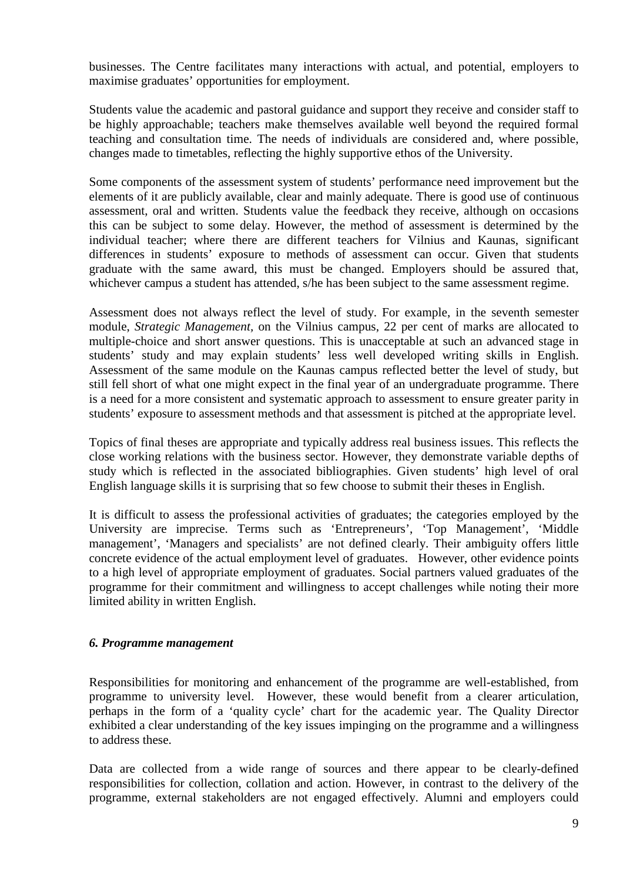businesses. The Centre facilitates many interactions with actual, and potential, employers to maximise graduates' opportunities for employment.

Students value the academic and pastoral guidance and support they receive and consider staff to be highly approachable; teachers make themselves available well beyond the required formal teaching and consultation time. The needs of individuals are considered and, where possible, changes made to timetables, reflecting the highly supportive ethos of the University.

Some components of the assessment system of students' performance need improvement but the elements of it are publicly available, clear and mainly adequate. There is good use of continuous assessment, oral and written. Students value the feedback they receive, although on occasions this can be subject to some delay. However, the method of assessment is determined by the individual teacher; where there are different teachers for Vilnius and Kaunas, significant differences in students' exposure to methods of assessment can occur. Given that students graduate with the same award, this must be changed. Employers should be assured that, whichever campus a student has attended, s/he has been subject to the same assessment regime.

Assessment does not always reflect the level of study. For example, in the seventh semester module, *Strategic Management,* on the Vilnius campus, 22 per cent of marks are allocated to multiple-choice and short answer questions. This is unacceptable at such an advanced stage in students' study and may explain students' less well developed writing skills in English. Assessment of the same module on the Kaunas campus reflected better the level of study, but still fell short of what one might expect in the final year of an undergraduate programme. There is a need for a more consistent and systematic approach to assessment to ensure greater parity in students' exposure to assessment methods and that assessment is pitched at the appropriate level.

Topics of final theses are appropriate and typically address real business issues. This reflects the close working relations with the business sector. However, they demonstrate variable depths of study which is reflected in the associated bibliographies. Given students' high level of oral English language skills it is surprising that so few choose to submit their theses in English.

It is difficult to assess the professional activities of graduates; the categories employed by the University are imprecise. Terms such as 'Entrepreneurs', 'Top Management', 'Middle management', 'Managers and specialists' are not defined clearly. Their ambiguity offers little concrete evidence of the actual employment level of graduates. However, other evidence points to a high level of appropriate employment of graduates. Social partners valued graduates of the programme for their commitment and willingness to accept challenges while noting their more limited ability in written English.

### *6. Programme management*

Responsibilities for monitoring and enhancement of the programme are well-established, from programme to university level. However, these would benefit from a clearer articulation, perhaps in the form of a 'quality cycle' chart for the academic year. The Quality Director exhibited a clear understanding of the key issues impinging on the programme and a willingness to address these.

Data are collected from a wide range of sources and there appear to be clearly-defined responsibilities for collection, collation and action. However, in contrast to the delivery of the programme, external stakeholders are not engaged effectively. Alumni and employers could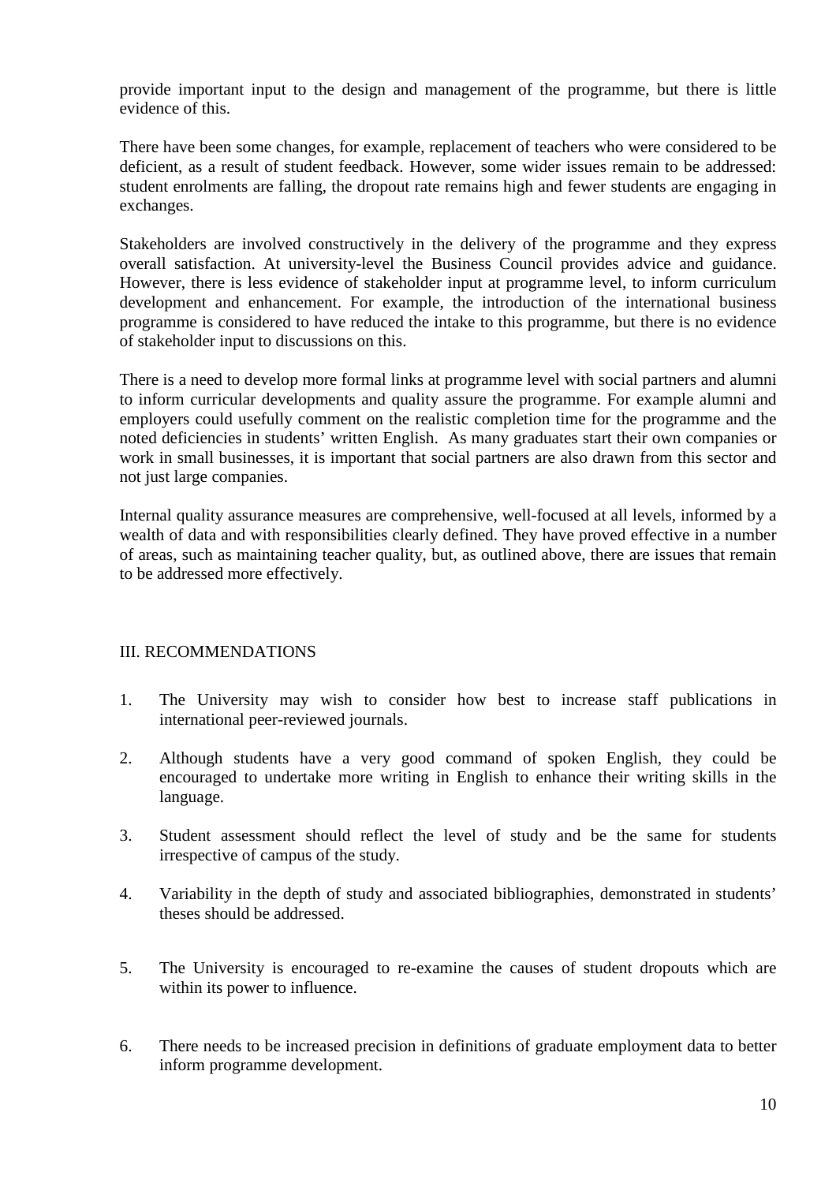provide important input to the design and management of the programme, but there is little evidence of this.

There have been some changes, for example, replacement of teachers who were considered to be deficient, as a result of student feedback. However, some wider issues remain to be addressed: student enrolments are falling, the dropout rate remains high and fewer students are engaging in exchanges.

Stakeholders are involved constructively in the delivery of the programme and they express overall satisfaction. At university-level the Business Council provides advice and guidance. However, there is less evidence of stakeholder input at programme level, to inform curriculum development and enhancement. For example, the introduction of the international business programme is considered to have reduced the intake to this programme, but there is no evidence of stakeholder input to discussions on this.

There is a need to develop more formal links at programme level with social partners and alumni to inform curricular developments and quality assure the programme. For example alumni and employers could usefully comment on the realistic completion time for the programme and the noted deficiencies in students' written English. As many graduates start their own companies or work in small businesses, it is important that social partners are also drawn from this sector and not just large companies.

Internal quality assurance measures are comprehensive, well-focused at all levels, informed by a wealth of data and with responsibilities clearly defined. They have proved effective in a number of areas, such as maintaining teacher quality, but, as outlined above, there are issues that remain to be addressed more effectively.

## III. RECOMMENDATIONS

1. The University may wish to consider how best to increase staff publications in international peer-reviewed journals.
2. Although students have a very good command of spoken English, they could be encouraged to undertake more writing in English to enhance their writing skills in the language.
3. Student assessment should reflect the level of study and be the same for students irrespective of campus of the study.
4. Variability in the depth of study and associated bibliographies, demonstrated in students' theses should be addressed.
5. The University is encouraged to re-examine the causes of student dropouts which are within its power to influence.
6. There needs to be increased precision in definitions of graduate employment data to better inform programme development.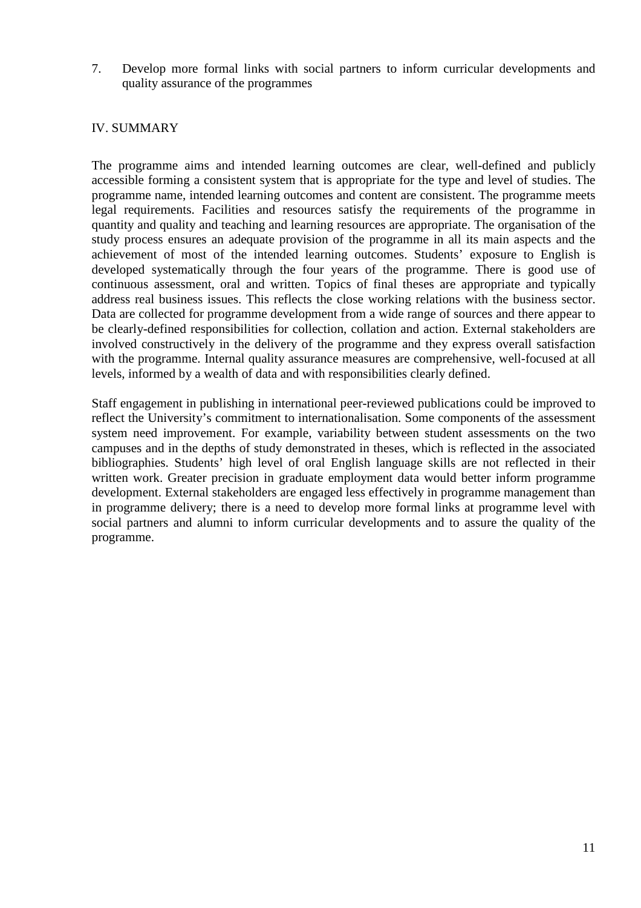7. Develop more formal links with social partners to inform curricular developments and quality assurance of the programmes

## IV. SUMMARY

The programme aims and intended learning outcomes are clear, well-defined and publicly accessible forming a consistent system that is appropriate for the type and level of studies. The programme name, intended learning outcomes and content are consistent. The programme meets legal requirements. Facilities and resources satisfy the requirements of the programme in quantity and quality and teaching and learning resources are appropriate. The organisation of the study process ensures an adequate provision of the programme in all its main aspects and the achievement of most of the intended learning outcomes. Students' exposure to English is developed systematically through the four years of the programme. There is good use of continuous assessment, oral and written. Topics of final theses are appropriate and typically address real business issues. This reflects the close working relations with the business sector. Data are collected for programme development from a wide range of sources and there appear to be clearly-defined responsibilities for collection, collation and action. External stakeholders are involved constructively in the delivery of the programme and they express overall satisfaction with the programme. Internal quality assurance measures are comprehensive, well-focused at all levels, informed by a wealth of data and with responsibilities clearly defined.

Staff engagement in publishing in international peer-reviewed publications could be improved to reflect the University's commitment to internationalisation. Some components of the assessment system need improvement. For example, variability between student assessments on the two campuses and in the depths of study demonstrated in theses, which is reflected in the associated bibliographies. Students' high level of oral English language skills are not reflected in their written work. Greater precision in graduate employment data would better inform programme development. External stakeholders are engaged less effectively in programme management than in programme delivery; there is a need to develop more formal links at programme level with social partners and alumni to inform curricular developments and to assure the quality of the programme.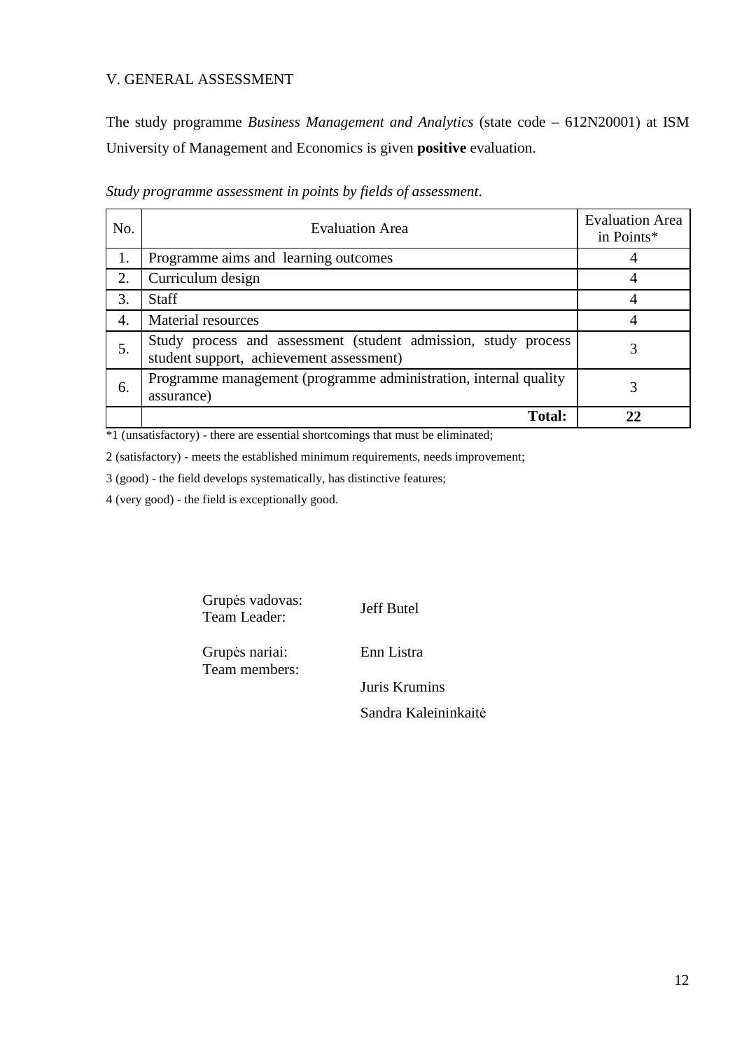## V. GENERAL ASSESSMENT

The study programme *Business Management and Analytics* (state code – 612N20001) at ISM University of Management and Economics is given **positive** evaluation.

*Study programme assessment in points by fields of assessment*.

| No. | Evaluation Area | Evaluation Area in Points* |
|---|---|---|
| 1. | Programme aims and learning outcomes | 4 |
| 2. | Curriculum design | 4 |
| 3. | Staff | 4 |
| 4. | Material resources | 4 |
| 5. | Study process and assessment (student admission, study process student support, achievement assessment) | 3 |
| 6. | Programme management (programme administration, internal quality assurance) | 3 |
| | **Total:** | **22** |

*1 (unsatisfactory) - there are essential shortcomings that must be eliminated;

2 (satisfactory) - meets the established minimum requirements, needs improvement;

3 (good) - the field develops systematically, has distinctive features;

4 (very good) - the field is exceptionally good.

Grupės vadovas:
Team Leader: Jeff Butel

Grupės nariai:
Team members: Enn Listra

Juris Krumins

Sandra Kaleininkaitė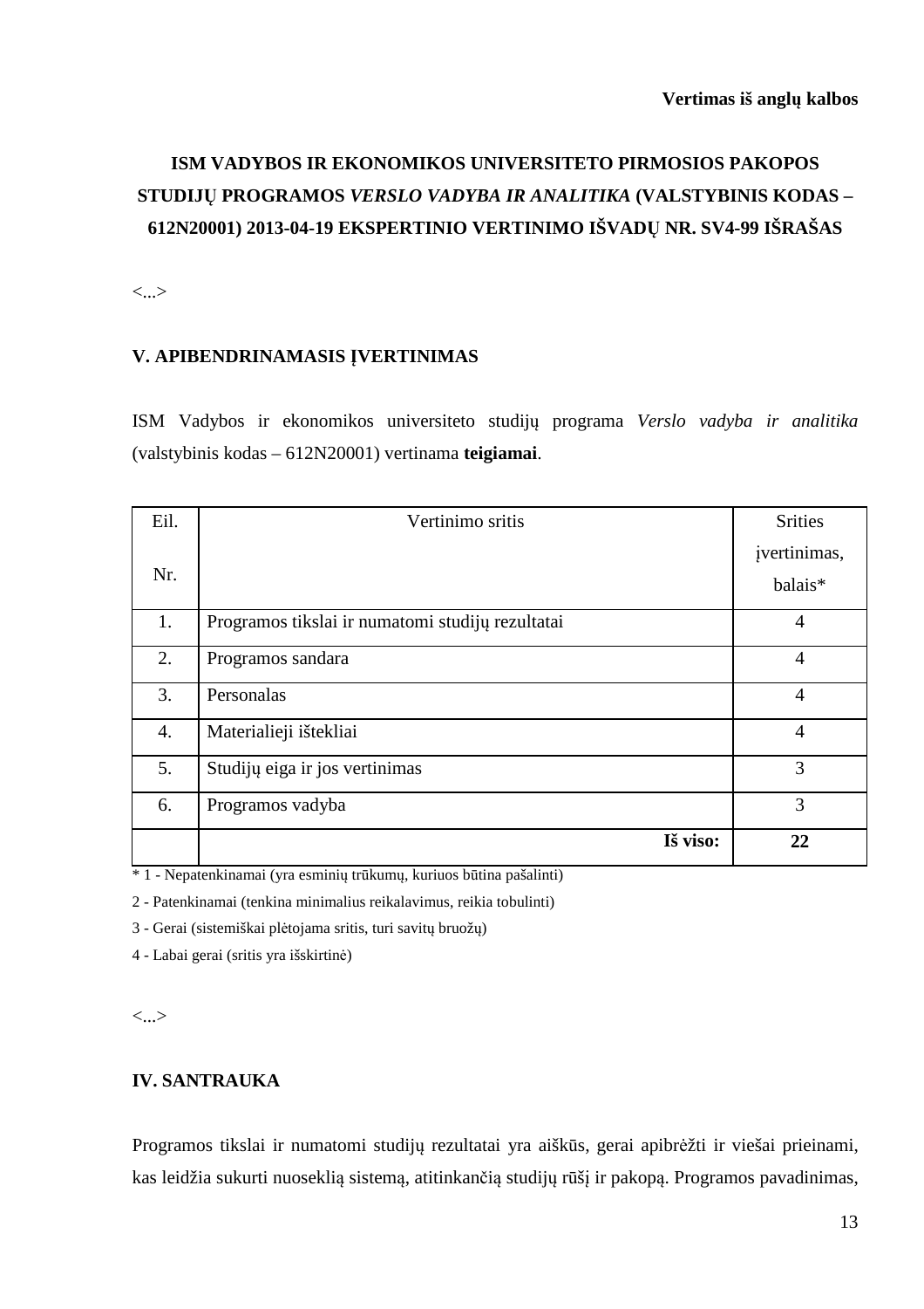**Vertimas iš anglų kalbos**

# ISM VADYBOS IR EKONOMIKOS UNIVERSITETO PIRMOSIOS PAKOPOS STUDIJŲ PROGRAMOS *VERSLO VADYBA IR ANALITIKA* (VALSTYBINIS KODAS – 612N20001) 2013-04-19 EKSPERTINIO VERTINIMO IŠVADŲ NR. SV4-99 IŠRAŠAS

<...>

## V. APIBENDRINAMASIS ĮVERTINIMAS

ISM Vadybos ir ekonomikos universiteto studijų programa *Verslo vadyba ir analitika* (valstybinis kodas – 612N20001) vertinama **teigiamai**.

| Eil. Nr. | Vertinimo sritis | Srities įvertinimas, balais* |
|---|---|---|
| 1. | Programos tikslai ir numatomi studijų rezultatai | 4 |
| 2. | Programos sandara | 4 |
| 3. | Personalas | 4 |
| 4. | Materialieji ištekliai | 4 |
| 5. | Studijų eiga ir jos vertinimas | 3 |
| 6. | Programos vadyba | 3 |
| | **Iš viso:** | **22** |

* 1 - Nepatenkinamai (yra esminių trūkumų, kuriuos būtina pašalinti)

2 - Patenkinamai (tenkina minimalius reikalavimus, reikia tobulinti)

3 - Gerai (sistemiškai plėtojama sritis, turi savitų bruožų)

4 - Labai gerai (sritis yra išskirtinė)

<...>

## IV. SANTRAUKA

Programos tikslai ir numatomi studijų rezultatai yra aiškūs, gerai apibrėžti ir viešai prieinami, kas leidžia sukurti nuoseklią sistemą, atitinkančią studijų rūšį ir pakopą. Programos pavadinimas,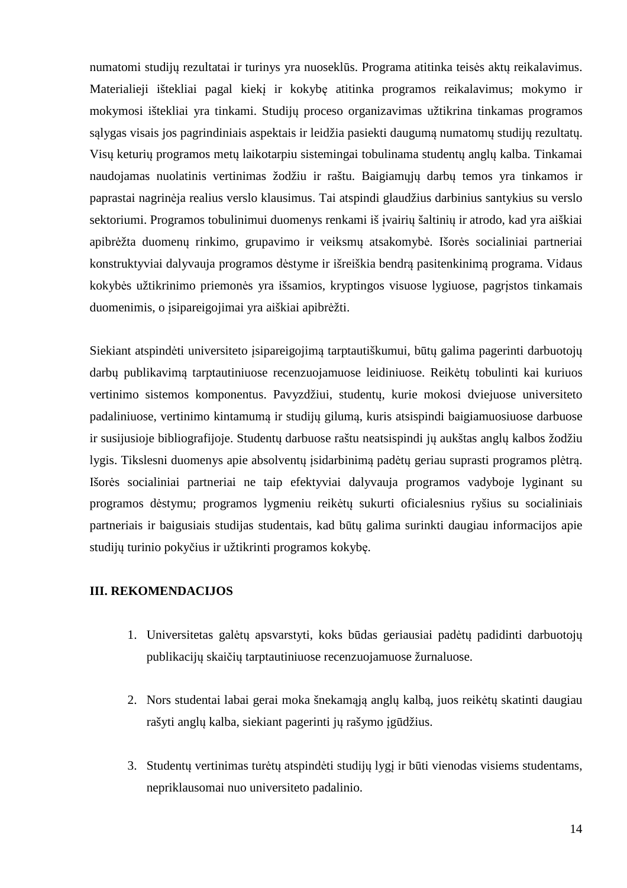numatomi studijų rezultatai ir turinys yra nuoseklūs. Programa atitinka teisės aktų reikalavimus. Materialieji ištekliai pagal kiekį ir kokybę atitinka programos reikalavimus; mokymo ir mokymosi ištekliai yra tinkami. Studijų proceso organizavimas užtikrina tinkamas programos sąlygas visais jos pagrindiniais aspektais ir leidžia pasiekti daugumą numatomų studijų rezultatų. Visų keturių programos metų laikotarpiu sistemingai tobulinama studentų anglų kalba. Tinkamai naudojamas nuolatinis vertinimas žodžiu ir raštu. Baigiamųjų darbų temos yra tinkamos ir paprastai nagrinėja realius verslo klausimus. Tai atspindi glaudžius darbinius santykius su verslo sektoriumi. Programos tobulinimui duomenys renkami iš įvairių šaltinių ir atrodo, kad yra aiškiai apibrėžta duomenų rinkimo, grupavimo ir veiksmų atsakomybė. Išorės socialiniai partneriai konstruktyviai dalyvauja programos dėstyme ir išreiškia bendrą pasitenkinimą programa. Vidaus kokybės užtikrinimo priemonės yra išsamios, kryptingos visuose lygiuose, pagrįstos tinkamais duomenimis, o įsipareigojimai yra aiškiai apibrėžti.

Siekiant atspindėti universiteto įsipareigojimą tarptautiškumui, būtų galima pagerinti darbuotojų darbų publikavimą tarptautiniuose recenzuojamuose leidiniuose. Reikėtų tobulinti kai kuriuos vertinimo sistemos komponentus. Pavyzdžiui, studentų, kurie mokosi dviejuose universiteto padaliniuose, vertinimo kintamumą ir studijų gilumą, kuris atsispindi baigiamuosiuose darbuose ir susijusioje bibliografijoje. Studentų darbuose raštu neatsispindi jų aukštas anglų kalbos žodžiu lygis. Tikslesni duomenys apie absolventų įsidarbinimą padėtų geriau suprasti programos plėtrą. Išorės socialiniai partneriai ne taip efektyviai dalyvauja programos vadyboje lyginant su programos dėstymu; programos lygmeniu reikėtų sukurti oficialesnius ryšius su socialiniais partneriais ir baigusiais studijas studentais, kad būtų galima surinkti daugiau informacijos apie studijų turinio pokyčius ir užtikrinti programos kokybę.

**III. REKOMENDACIJOS**

1. Universitetas galėtų apsvarstyti, koks būdas geriausiai padėtų padidinti darbuotojų publikacijų skaičių tarptautiniuose recenzuojamuose žurnaluose.

2. Nors studentai labai gerai moka šnekamąją anglų kalbą, juos reikėtų skatinti daugiau rašyti anglų kalba, siekiant pagerinti jų rašymo įgūdžius.

3. Studentų vertinimas turėtų atspindėti studijų lygį ir būti vienodas visiems studentams, nepriklausomai nuo universiteto padalinio.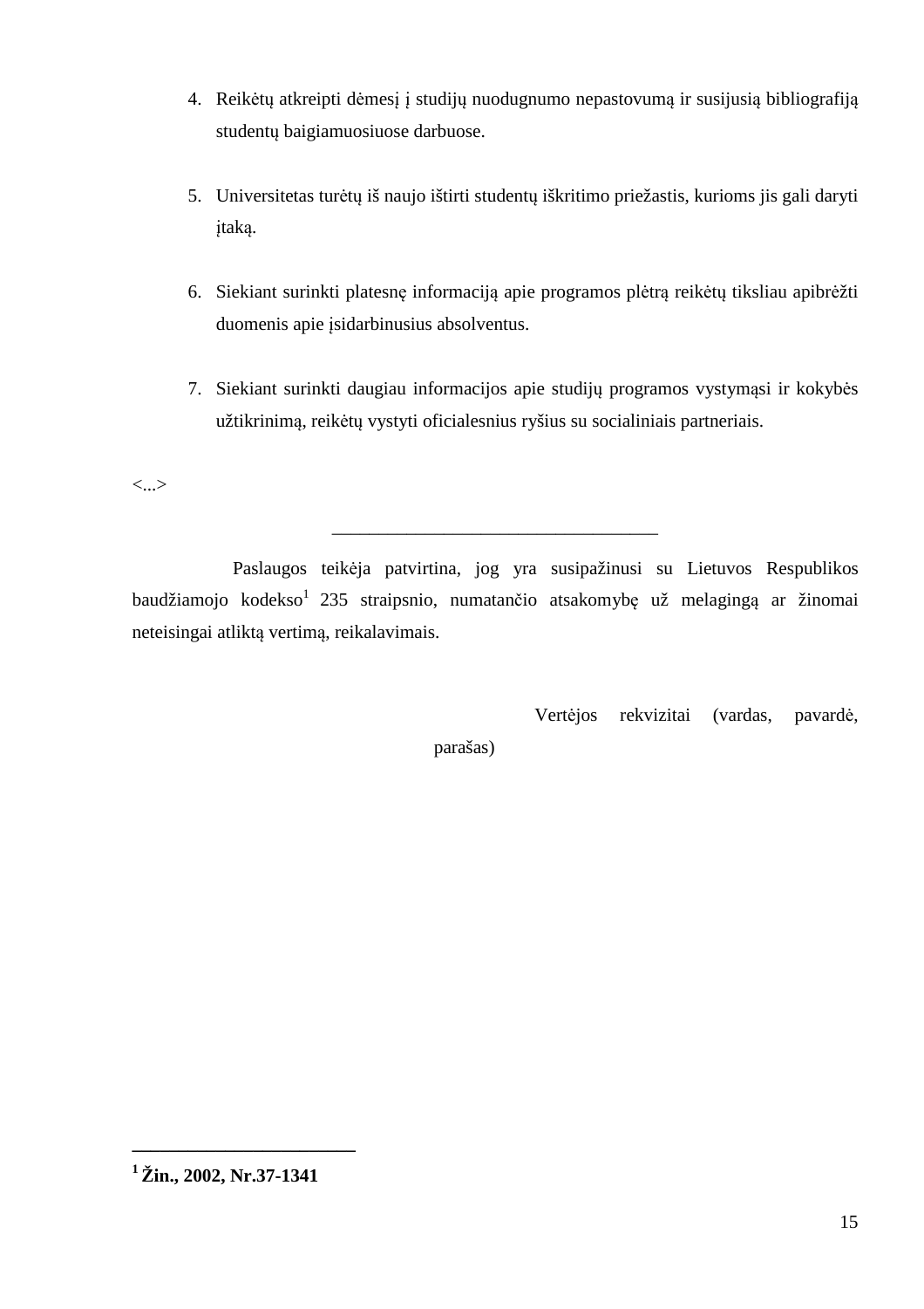4. Reikėtų atkreipti dėmesį į studijų nuodugnumo nepastovumą ir susijusią bibliografiją studentų baigiamuosiuose darbuose.

5. Universitetas turėtų iš naujo ištirti studentų iškritimo priežastis, kurioms jis gali daryti įtaką.

6. Siekiant surinkti platesnę informaciją apie programos plėtrą reikėtų tiksliau apibrėžti duomenis apie įsidarbinusius absolventus.

7. Siekiant surinkti daugiau informacijos apie studijų programos vystymąsi ir kokybės užtikrinimą, reikėtų vystyti oficialesnius ryšius su socialiniais partneriais.

<...>

---

Paslaugos teikėja patvirtina, jog yra susipažinusi su Lietuvos Respublikos baudžiamojo kodekso[1] 235 straipsnio, numatančio atsakomybę už melagingą ar žinomai neteisingai atliktą vertimą, reikalavimais.

Vertėjos rekvizitai (vardas, pavardė, parašas)

---

**[1] Žin., 2002, Nr.37-1341**